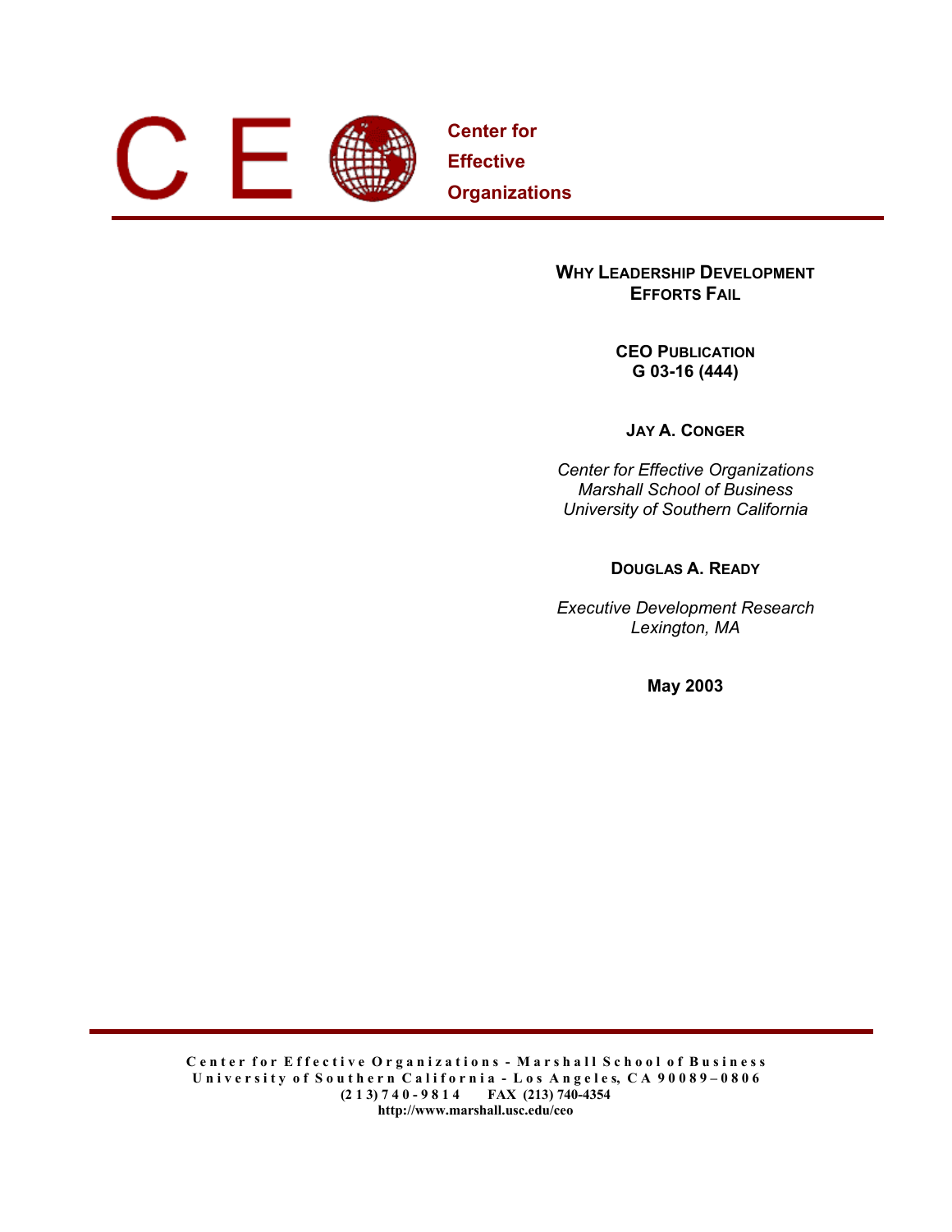**Center for Effective Organizations**

# WHY LEADERSHIP DEVELOPMENT EFFORTS FAIL

**CEO PUBLICATION**
**G 03-16 (444)**

**JAY A. CONGER**

*Center for Effective Organizations*
*Marshall School of Business*
*University of Southern California*

**DOUGLAS A. READY**

*Executive Development Research*
*Lexington, MA*

**May 2003**

**Center for Effective Organizations - Marshall School of Business**
**University of Southern California - Los Angeles, CA 90089–0806**
**(213) 740-9814 FAX (213) 740-4354**
**http://www.marshall.usc.edu/ceo**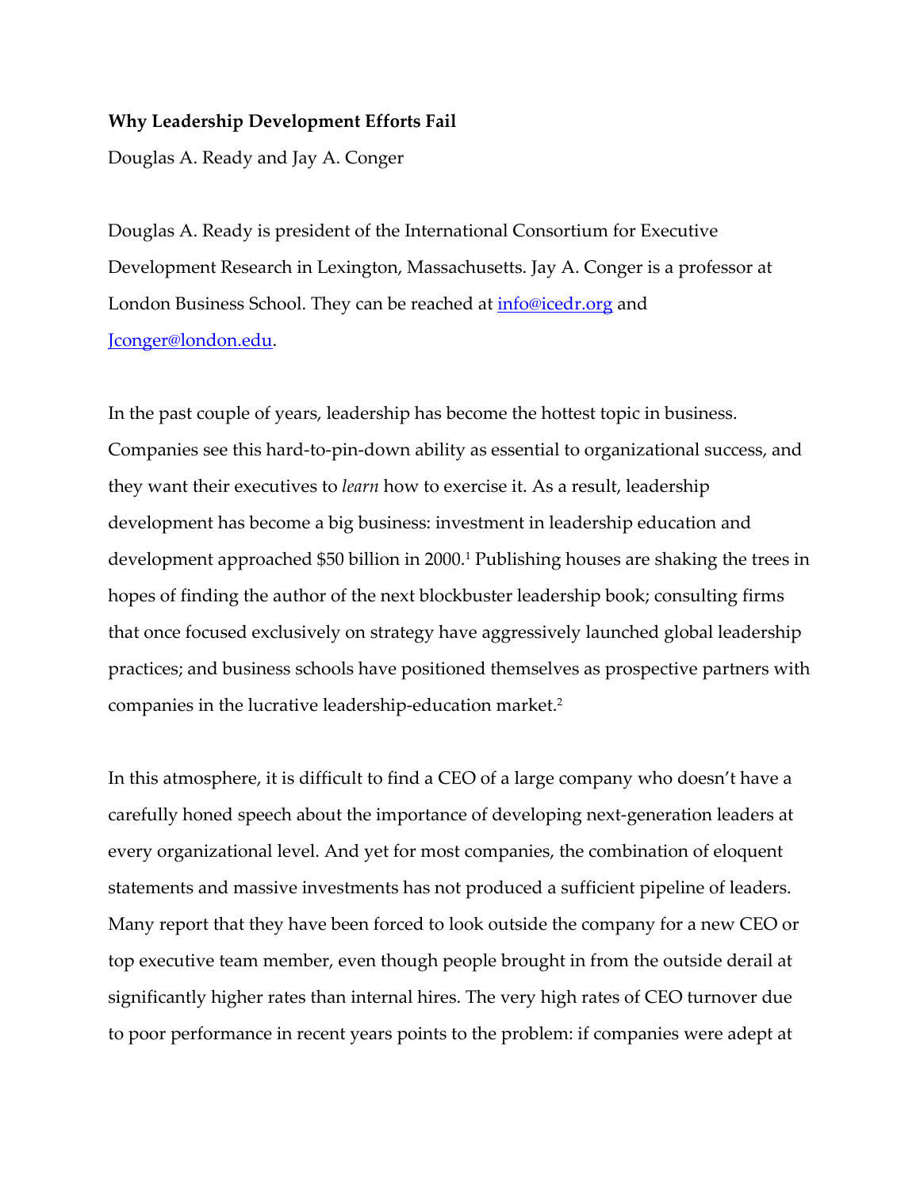**Why Leadership Development Efforts Fail**

Douglas A. Ready and Jay A. Conger

Douglas A. Ready is president of the International Consortium for Executive Development Research in Lexington, Massachusetts. Jay A. Conger is a professor at London Business School. They can be reached at info@icedr.org and Jconger@london.edu.

In the past couple of years, leadership has become the hottest topic in business. Companies see this hard-to-pin-down ability as essential to organizational success, and they want their executives to *learn* how to exercise it. As a result, leadership development has become a big business: investment in leadership education and development approached $50 billion in 2000.[1] Publishing houses are shaking the trees in hopes of finding the author of the next blockbuster leadership book; consulting firms that once focused exclusively on strategy have aggressively launched global leadership practices; and business schools have positioned themselves as prospective partners with companies in the lucrative leadership-education market.[2]

In this atmosphere, it is difficult to find a CEO of a large company who doesn't have a carefully honed speech about the importance of developing next-generation leaders at every organizational level. And yet for most companies, the combination of eloquent statements and massive investments has not produced a sufficient pipeline of leaders. Many report that they have been forced to look outside the company for a new CEO or top executive team member, even though people brought in from the outside derail at significantly higher rates than internal hires. The very high rates of CEO turnover due to poor performance in recent years points to the problem: if companies were adept at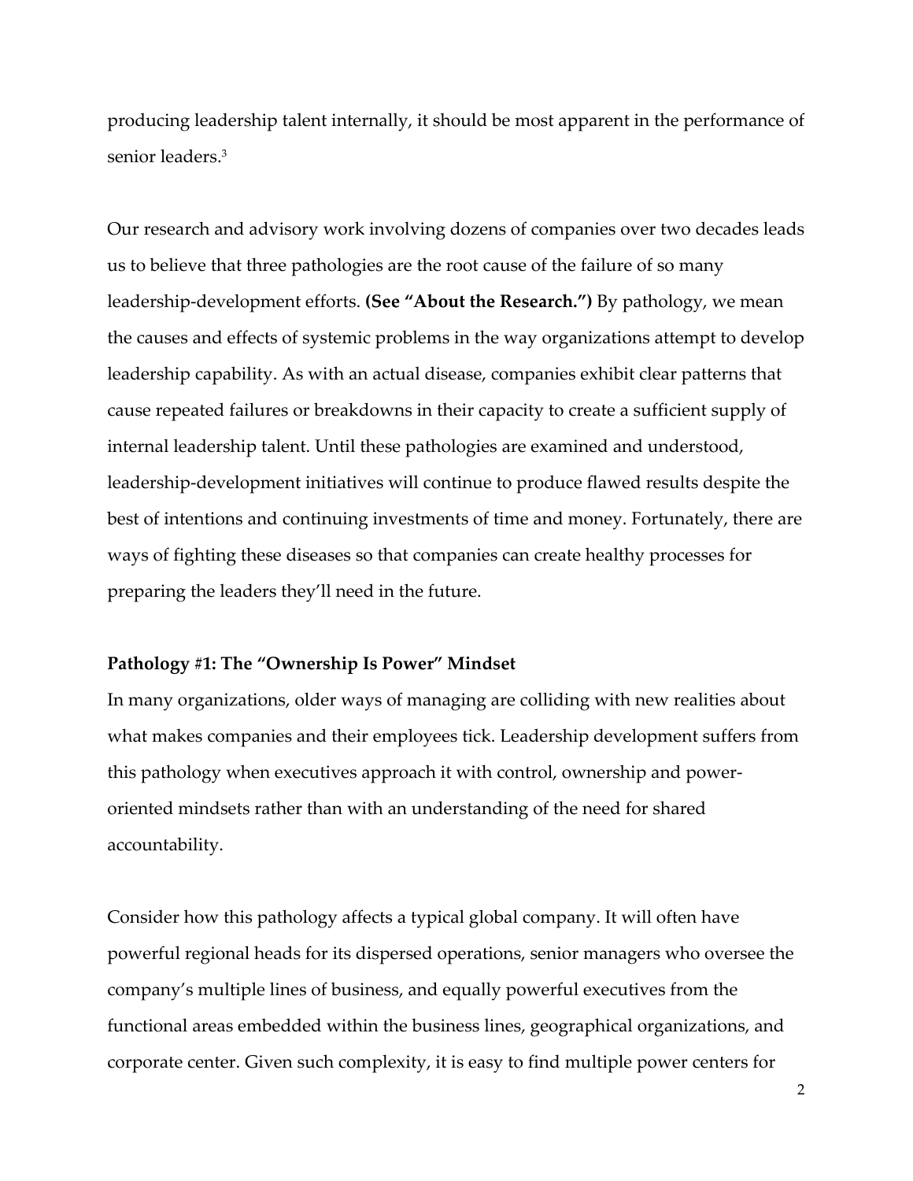producing leadership talent internally, it should be most apparent in the performance of senior leaders.[3]

Our research and advisory work involving dozens of companies over two decades leads us to believe that three pathologies are the root cause of the failure of so many leadership-development efforts. **(See "About the Research.")** By pathology, we mean the causes and effects of systemic problems in the way organizations attempt to develop leadership capability. As with an actual disease, companies exhibit clear patterns that cause repeated failures or breakdowns in their capacity to create a sufficient supply of internal leadership talent. Until these pathologies are examined and understood, leadership-development initiatives will continue to produce flawed results despite the best of intentions and continuing investments of time and money. Fortunately, there are ways of fighting these diseases so that companies can create healthy processes for preparing the leaders they'll need in the future.

**Pathology #1: The "Ownership Is Power" Mindset**

In many organizations, older ways of managing are colliding with new realities about what makes companies and their employees tick. Leadership development suffers from this pathology when executives approach it with control, ownership and power-oriented mindsets rather than with an understanding of the need for shared accountability.

Consider how this pathology affects a typical global company. It will often have powerful regional heads for its dispersed operations, senior managers who oversee the company's multiple lines of business, and equally powerful executives from the functional areas embedded within the business lines, geographical organizations, and corporate center. Given such complexity, it is easy to find multiple power centers for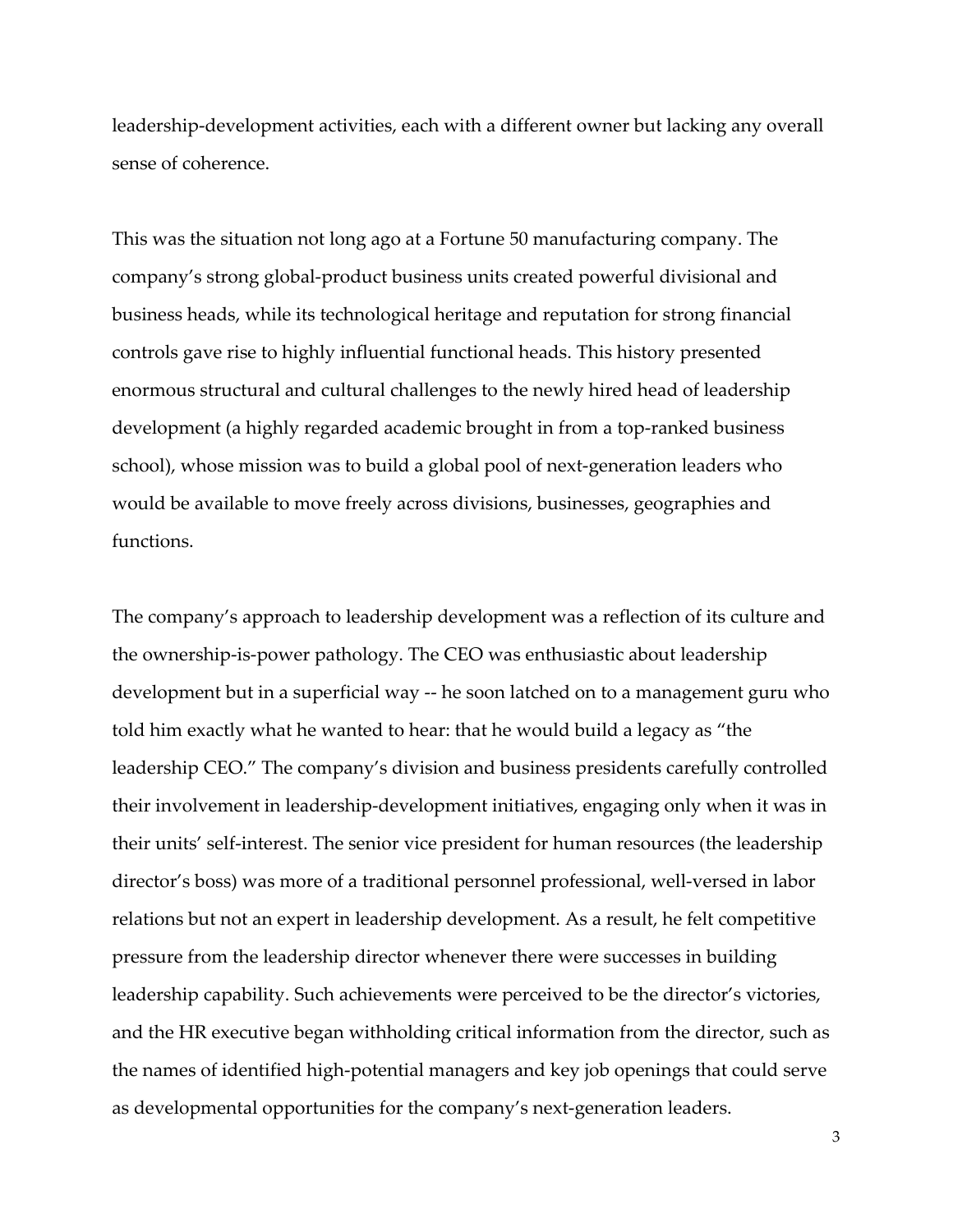leadership-development activities, each with a different owner but lacking any overall sense of coherence.

This was the situation not long ago at a Fortune 50 manufacturing company. The company's strong global-product business units created powerful divisional and business heads, while its technological heritage and reputation for strong financial controls gave rise to highly influential functional heads. This history presented enormous structural and cultural challenges to the newly hired head of leadership development (a highly regarded academic brought in from a top-ranked business school), whose mission was to build a global pool of next-generation leaders who would be available to move freely across divisions, businesses, geographies and functions.

The company's approach to leadership development was a reflection of its culture and the ownership-is-power pathology. The CEO was enthusiastic about leadership development but in a superficial way -- he soon latched on to a management guru who told him exactly what he wanted to hear: that he would build a legacy as "the leadership CEO." The company's division and business presidents carefully controlled their involvement in leadership-development initiatives, engaging only when it was in their units' self-interest. The senior vice president for human resources (the leadership director's boss) was more of a traditional personnel professional, well-versed in labor relations but not an expert in leadership development. As a result, he felt competitive pressure from the leadership director whenever there were successes in building leadership capability. Such achievements were perceived to be the director's victories, and the HR executive began withholding critical information from the director, such as the names of identified high-potential managers and key job openings that could serve as developmental opportunities for the company's next-generation leaders.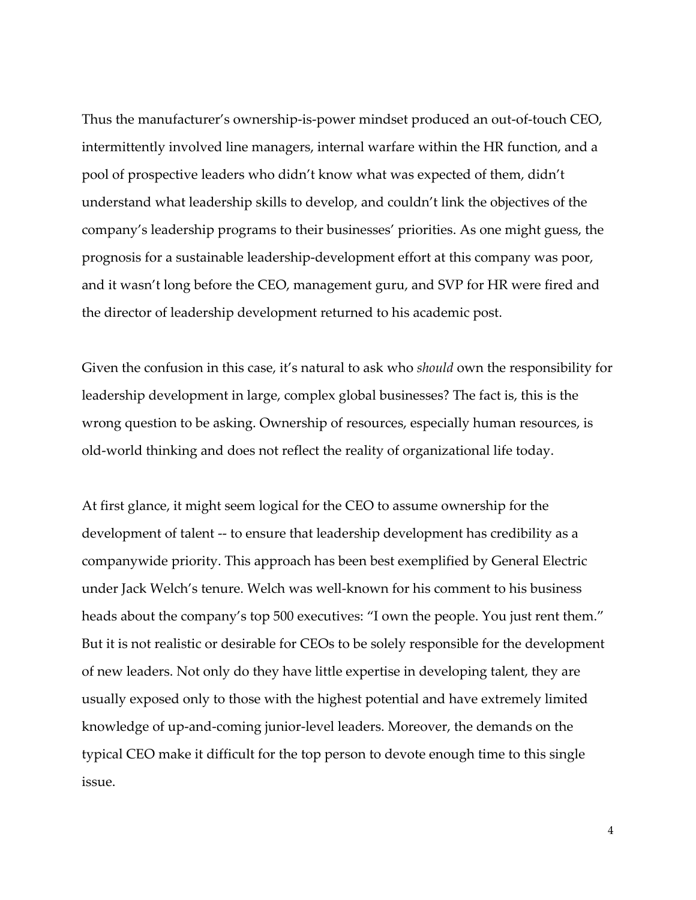Thus the manufacturer's ownership-is-power mindset produced an out-of-touch CEO, intermittently involved line managers, internal warfare within the HR function, and a pool of prospective leaders who didn't know what was expected of them, didn't understand what leadership skills to develop, and couldn't link the objectives of the company's leadership programs to their businesses' priorities. As one might guess, the prognosis for a sustainable leadership-development effort at this company was poor, and it wasn't long before the CEO, management guru, and SVP for HR were fired and the director of leadership development returned to his academic post.

Given the confusion in this case, it's natural to ask who *should* own the responsibility for leadership development in large, complex global businesses? The fact is, this is the wrong question to be asking. Ownership of resources, especially human resources, is old-world thinking and does not reflect the reality of organizational life today.

At first glance, it might seem logical for the CEO to assume ownership for the development of talent -- to ensure that leadership development has credibility as a companywide priority. This approach has been best exemplified by General Electric under Jack Welch's tenure. Welch was well-known for his comment to his business heads about the company's top 500 executives: "I own the people. You just rent them." But it is not realistic or desirable for CEOs to be solely responsible for the development of new leaders. Not only do they have little expertise in developing talent, they are usually exposed only to those with the highest potential and have extremely limited knowledge of up-and-coming junior-level leaders. Moreover, the demands on the typical CEO make it difficult for the top person to devote enough time to this single issue.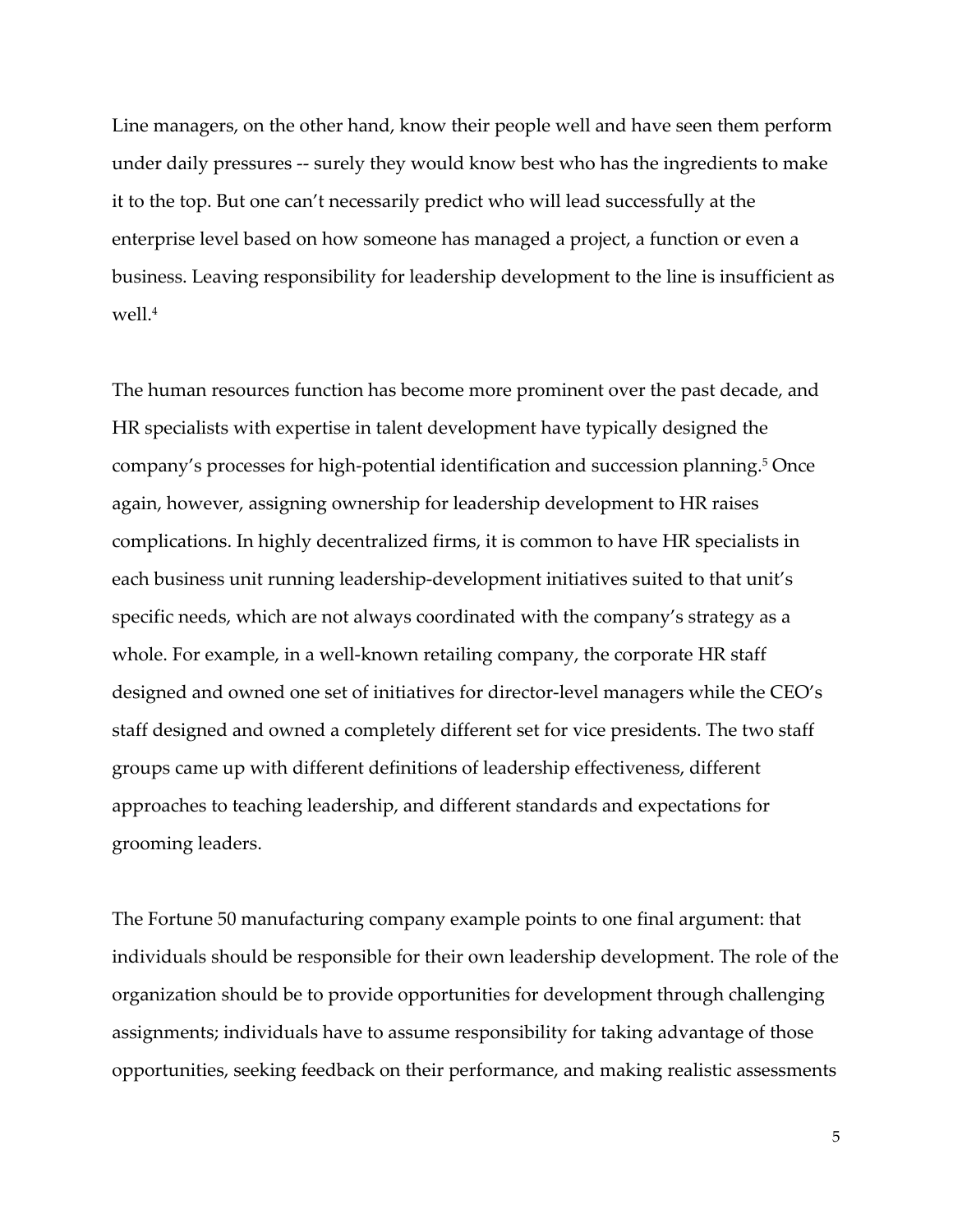Line managers, on the other hand, know their people well and have seen them perform under daily pressures -- surely they would know best who has the ingredients to make it to the top. But one can't necessarily predict who will lead successfully at the enterprise level based on how someone has managed a project, a function or even a business. Leaving responsibility for leadership development to the line is insufficient as well.[4]

The human resources function has become more prominent over the past decade, and HR specialists with expertise in talent development have typically designed the company's processes for high-potential identification and succession planning.[5] Once again, however, assigning ownership for leadership development to HR raises complications. In highly decentralized firms, it is common to have HR specialists in each business unit running leadership-development initiatives suited to that unit's specific needs, which are not always coordinated with the company's strategy as a whole. For example, in a well-known retailing company, the corporate HR staff designed and owned one set of initiatives for director-level managers while the CEO's staff designed and owned a completely different set for vice presidents. The two staff groups came up with different definitions of leadership effectiveness, different approaches to teaching leadership, and different standards and expectations for grooming leaders.

The Fortune 50 manufacturing company example points to one final argument: that individuals should be responsible for their own leadership development. The role of the organization should be to provide opportunities for development through challenging assignments; individuals have to assume responsibility for taking advantage of those opportunities, seeking feedback on their performance, and making realistic assessments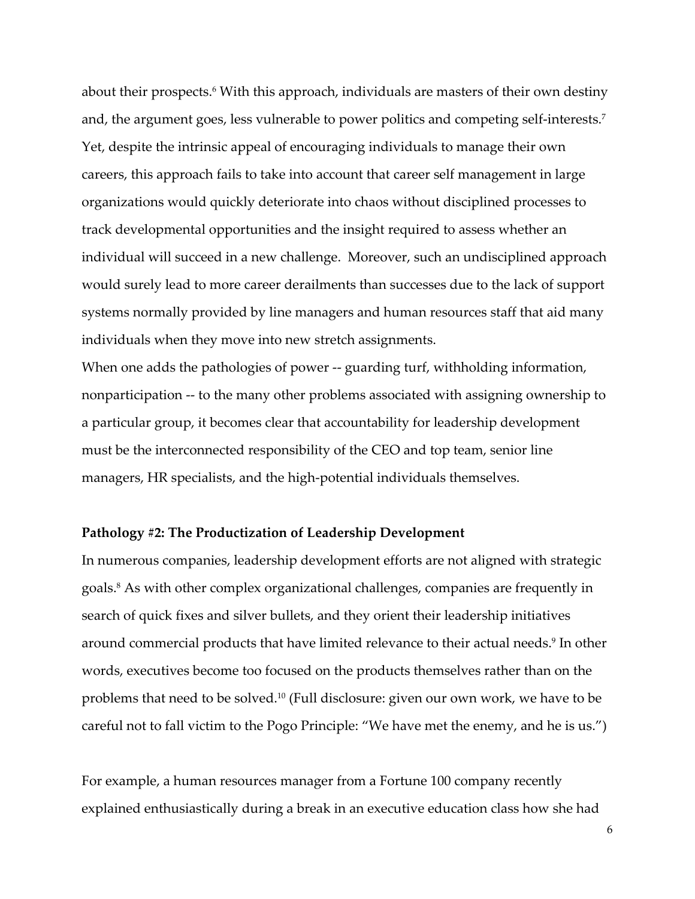about their prospects.[6] With this approach, individuals are masters of their own destiny and, the argument goes, less vulnerable to power politics and competing self-interests.[7] Yet, despite the intrinsic appeal of encouraging individuals to manage their own careers, this approach fails to take into account that career self management in large organizations would quickly deteriorate into chaos without disciplined processes to track developmental opportunities and the insight required to assess whether an individual will succeed in a new challenge. Moreover, such an undisciplined approach would surely lead to more career derailments than successes due to the lack of support systems normally provided by line managers and human resources staff that aid many individuals when they move into new stretch assignments.

When one adds the pathologies of power -- guarding turf, withholding information, nonparticipation -- to the many other problems associated with assigning ownership to a particular group, it becomes clear that accountability for leadership development must be the interconnected responsibility of the CEO and top team, senior line managers, HR specialists, and the high-potential individuals themselves.

**Pathology #2: The Productization of Leadership Development**

In numerous companies, leadership development efforts are not aligned with strategic goals.[8] As with other complex organizational challenges, companies are frequently in search of quick fixes and silver bullets, and they orient their leadership initiatives around commercial products that have limited relevance to their actual needs.[9] In other words, executives become too focused on the products themselves rather than on the problems that need to be solved.[10] (Full disclosure: given our own work, we have to be careful not to fall victim to the Pogo Principle: "We have met the enemy, and he is us.")

For example, a human resources manager from a Fortune 100 company recently explained enthusiastically during a break in an executive education class how she had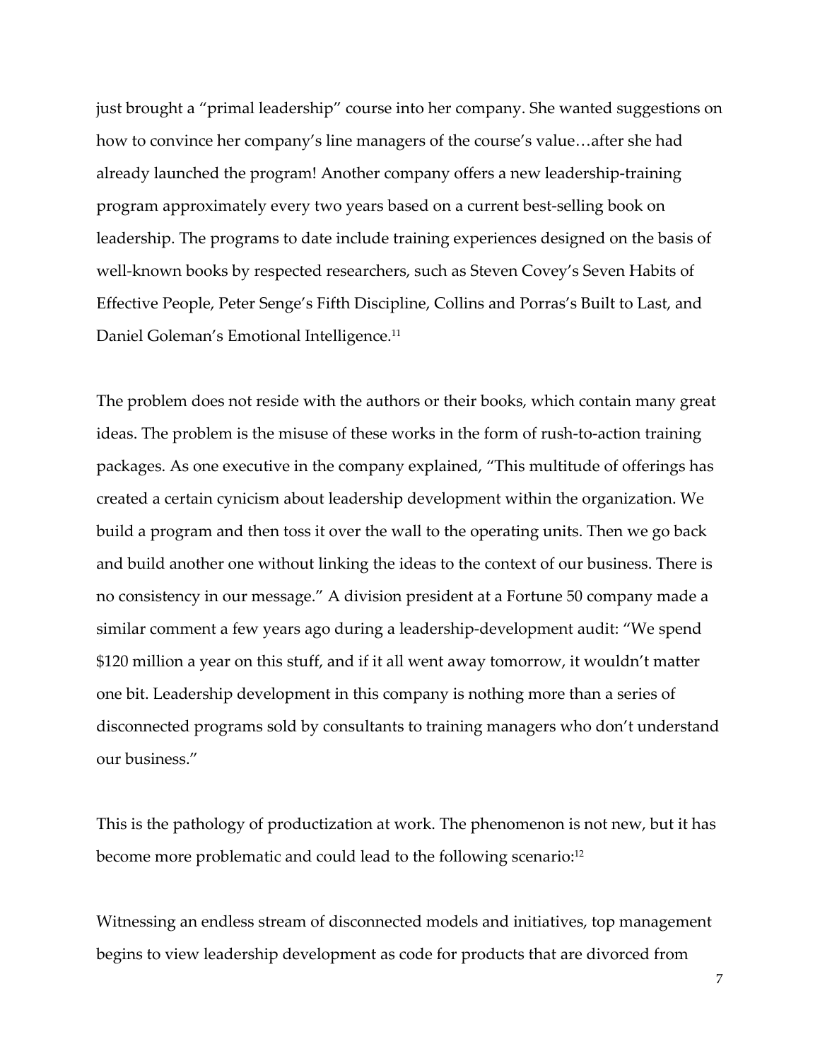just brought a "primal leadership" course into her company. She wanted suggestions on how to convince her company's line managers of the course's value…after she had already launched the program! Another company offers a new leadership-training program approximately every two years based on a current best-selling book on leadership. The programs to date include training experiences designed on the basis of well-known books by respected researchers, such as Steven Covey's Seven Habits of Effective People, Peter Senge's Fifth Discipline, Collins and Porras's Built to Last, and Daniel Goleman's Emotional Intelligence.[11]

The problem does not reside with the authors or their books, which contain many great ideas. The problem is the misuse of these works in the form of rush-to-action training packages. As one executive in the company explained, "This multitude of offerings has created a certain cynicism about leadership development within the organization. We build a program and then toss it over the wall to the operating units. Then we go back and build another one without linking the ideas to the context of our business. There is no consistency in our message." A division president at a Fortune 50 company made a similar comment a few years ago during a leadership-development audit: "We spend $120 million a year on this stuff, and if it all went away tomorrow, it wouldn't matter one bit. Leadership development in this company is nothing more than a series of disconnected programs sold by consultants to training managers who don't understand our business."

This is the pathology of productization at work. The phenomenon is not new, but it has become more problematic and could lead to the following scenario:[12]

Witnessing an endless stream of disconnected models and initiatives, top management begins to view leadership development as code for products that are divorced from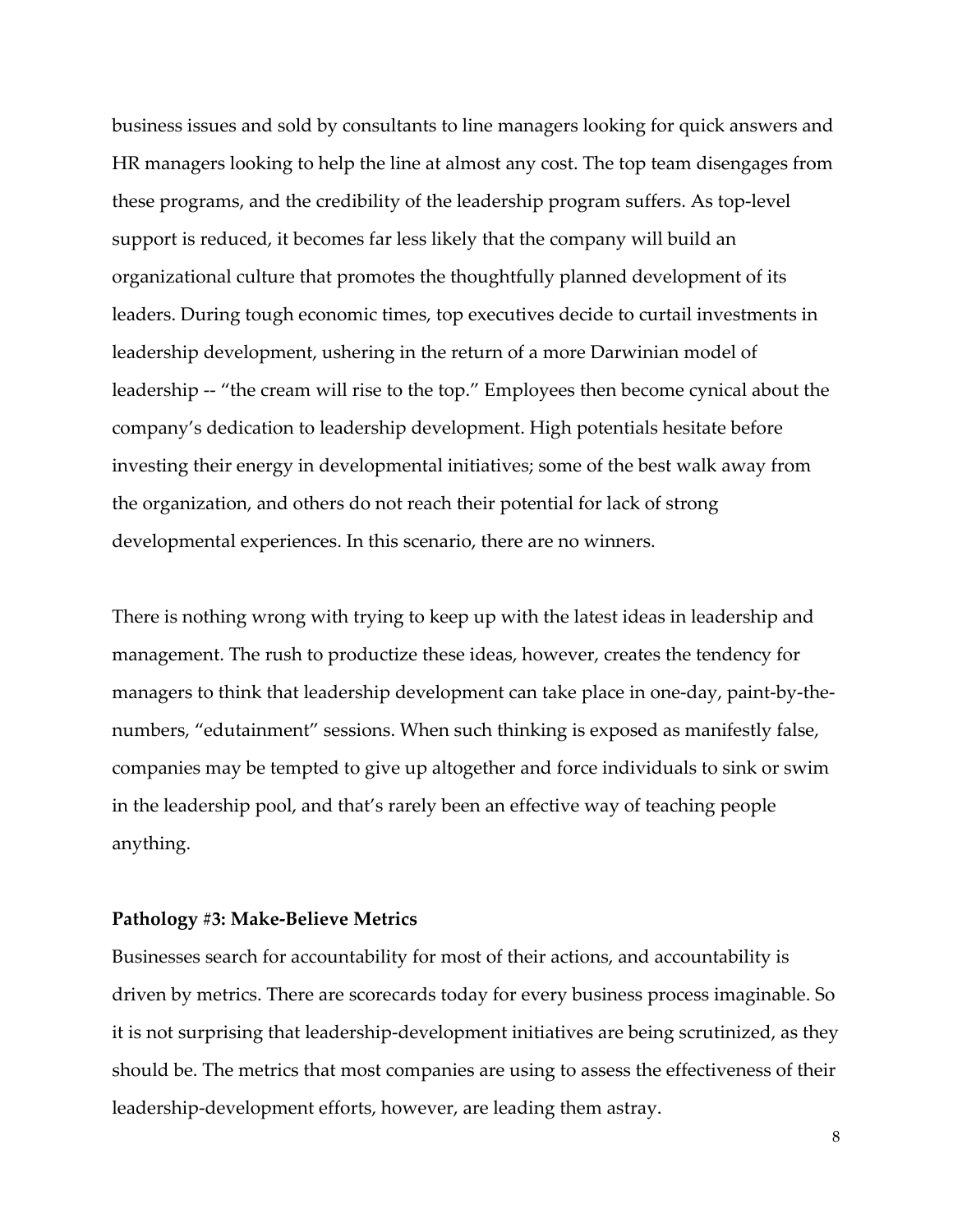business issues and sold by consultants to line managers looking for quick answers and HR managers looking to help the line at almost any cost. The top team disengages from these programs, and the credibility of the leadership program suffers. As top-level support is reduced, it becomes far less likely that the company will build an organizational culture that promotes the thoughtfully planned development of its leaders. During tough economic times, top executives decide to curtail investments in leadership development, ushering in the return of a more Darwinian model of leadership -- "the cream will rise to the top." Employees then become cynical about the company's dedication to leadership development. High potentials hesitate before investing their energy in developmental initiatives; some of the best walk away from the organization, and others do not reach their potential for lack of strong developmental experiences. In this scenario, there are no winners.

There is nothing wrong with trying to keep up with the latest ideas in leadership and management. The rush to productize these ideas, however, creates the tendency for managers to think that leadership development can take place in one-day, paint-by-the-numbers, "edutainment" sessions. When such thinking is exposed as manifestly false, companies may be tempted to give up altogether and force individuals to sink or swim in the leadership pool, and that's rarely been an effective way of teaching people anything.

**Pathology #3: Make-Believe Metrics**

Businesses search for accountability for most of their actions, and accountability is driven by metrics. There are scorecards today for every business process imaginable. So it is not surprising that leadership-development initiatives are being scrutinized, as they should be. The metrics that most companies are using to assess the effectiveness of their leadership-development efforts, however, are leading them astray.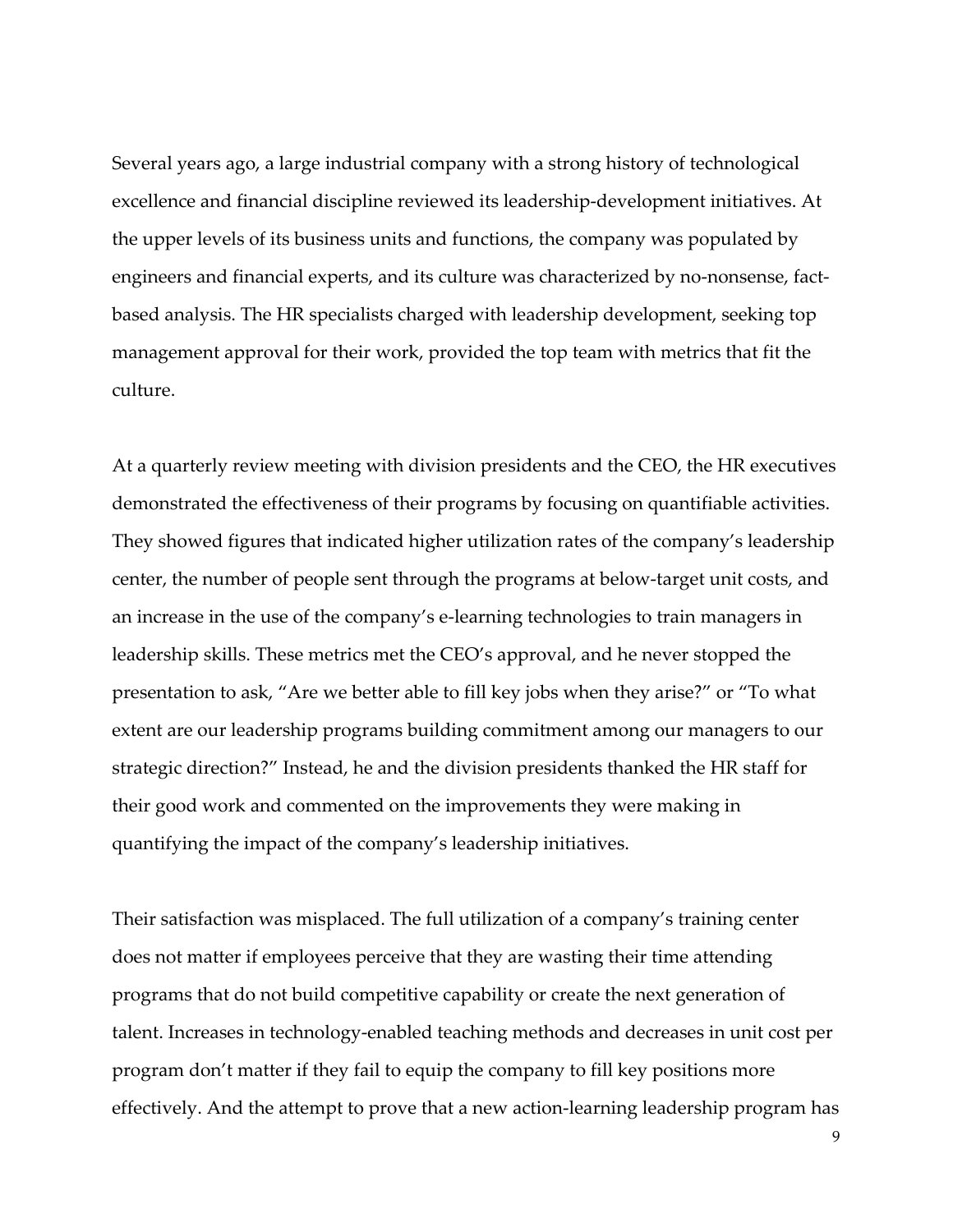Several years ago, a large industrial company with a strong history of technological excellence and financial discipline reviewed its leadership-development initiatives. At the upper levels of its business units and functions, the company was populated by engineers and financial experts, and its culture was characterized by no-nonsense, fact-based analysis. The HR specialists charged with leadership development, seeking top management approval for their work, provided the top team with metrics that fit the culture.

At a quarterly review meeting with division presidents and the CEO, the HR executives demonstrated the effectiveness of their programs by focusing on quantifiable activities. They showed figures that indicated higher utilization rates of the company's leadership center, the number of people sent through the programs at below-target unit costs, and an increase in the use of the company's e-learning technologies to train managers in leadership skills. These metrics met the CEO's approval, and he never stopped the presentation to ask, "Are we better able to fill key jobs when they arise?" or "To what extent are our leadership programs building commitment among our managers to our strategic direction?" Instead, he and the division presidents thanked the HR staff for their good work and commented on the improvements they were making in quantifying the impact of the company's leadership initiatives.

Their satisfaction was misplaced. The full utilization of a company's training center does not matter if employees perceive that they are wasting their time attending programs that do not build competitive capability or create the next generation of talent. Increases in technology-enabled teaching methods and decreases in unit cost per program don't matter if they fail to equip the company to fill key positions more effectively. And the attempt to prove that a new action-learning leadership program has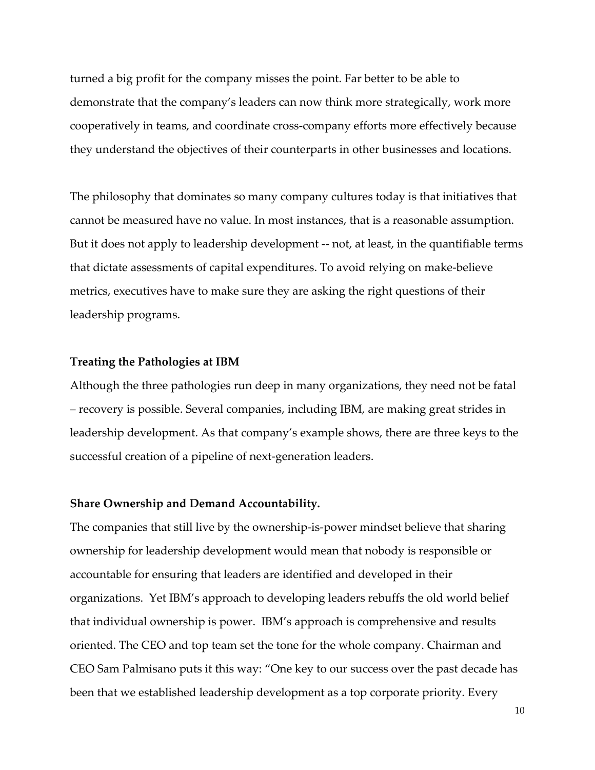turned a big profit for the company misses the point. Far better to be able to demonstrate that the company's leaders can now think more strategically, work more cooperatively in teams, and coordinate cross-company efforts more effectively because they understand the objectives of their counterparts in other businesses and locations.

The philosophy that dominates so many company cultures today is that initiatives that cannot be measured have no value. In most instances, that is a reasonable assumption. But it does not apply to leadership development -- not, at least, in the quantifiable terms that dictate assessments of capital expenditures. To avoid relying on make-believe metrics, executives have to make sure they are asking the right questions of their leadership programs.

**Treating the Pathologies at IBM**

Although the three pathologies run deep in many organizations, they need not be fatal – recovery is possible. Several companies, including IBM, are making great strides in leadership development. As that company's example shows, there are three keys to the successful creation of a pipeline of next-generation leaders.

**Share Ownership and Demand Accountability.**

The companies that still live by the ownership-is-power mindset believe that sharing ownership for leadership development would mean that nobody is responsible or accountable for ensuring that leaders are identified and developed in their organizations. Yet IBM's approach to developing leaders rebuffs the old world belief that individual ownership is power. IBM's approach is comprehensive and results oriented. The CEO and top team set the tone for the whole company. Chairman and CEO Sam Palmisano puts it this way: "One key to our success over the past decade has been that we established leadership development as a top corporate priority. Every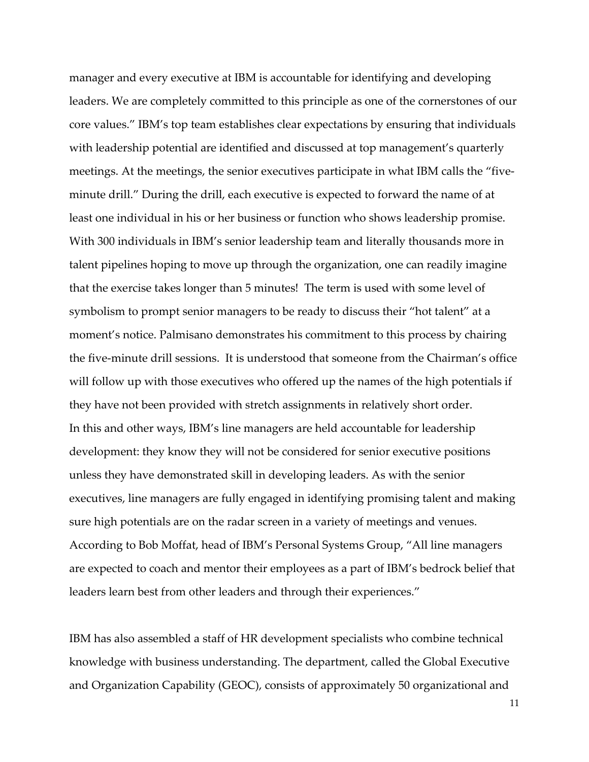manager and every executive at IBM is accountable for identifying and developing leaders. We are completely committed to this principle as one of the cornerstones of our core values." IBM's top team establishes clear expectations by ensuring that individuals with leadership potential are identified and discussed at top management's quarterly meetings. At the meetings, the senior executives participate in what IBM calls the "five-minute drill." During the drill, each executive is expected to forward the name of at least one individual in his or her business or function who shows leadership promise. With 300 individuals in IBM's senior leadership team and literally thousands more in talent pipelines hoping to move up through the organization, one can readily imagine that the exercise takes longer than 5 minutes! The term is used with some level of symbolism to prompt senior managers to be ready to discuss their "hot talent" at a moment's notice. Palmisano demonstrates his commitment to this process by chairing the five-minute drill sessions. It is understood that someone from the Chairman's office will follow up with those executives who offered up the names of the high potentials if they have not been provided with stretch assignments in relatively short order.

In this and other ways, IBM's line managers are held accountable for leadership development: they know they will not be considered for senior executive positions unless they have demonstrated skill in developing leaders. As with the senior executives, line managers are fully engaged in identifying promising talent and making sure high potentials are on the radar screen in a variety of meetings and venues. According to Bob Moffat, head of IBM's Personal Systems Group, "All line managers are expected to coach and mentor their employees as a part of IBM's bedrock belief that leaders learn best from other leaders and through their experiences."

IBM has also assembled a staff of HR development specialists who combine technical knowledge with business understanding. The department, called the Global Executive and Organization Capability (GEOC), consists of approximately 50 organizational and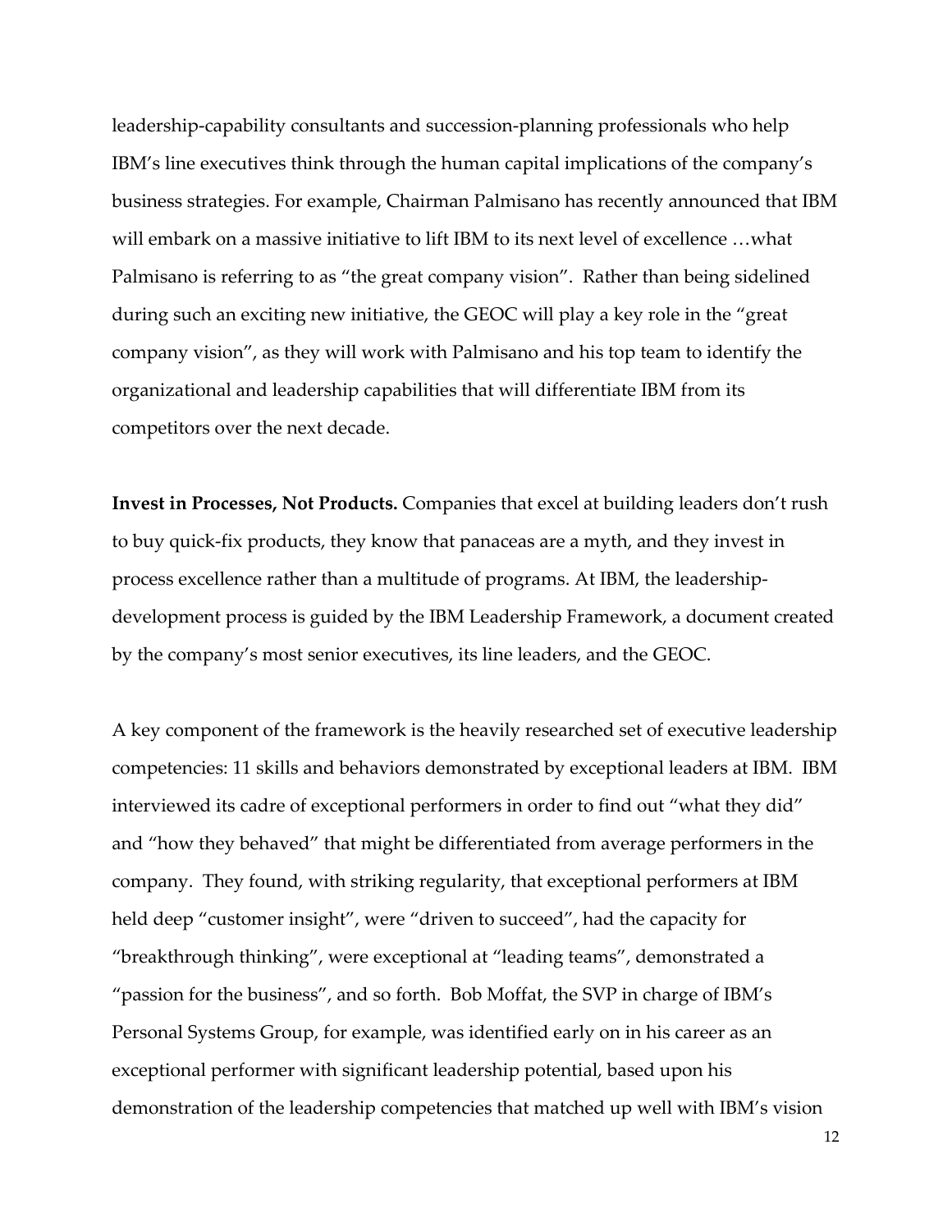leadership-capability consultants and succession-planning professionals who help IBM's line executives think through the human capital implications of the company's business strategies. For example, Chairman Palmisano has recently announced that IBM will embark on a massive initiative to lift IBM to its next level of excellence …what Palmisano is referring to as "the great company vision". Rather than being sidelined during such an exciting new initiative, the GEOC will play a key role in the "great company vision", as they will work with Palmisano and his top team to identify the organizational and leadership capabilities that will differentiate IBM from its competitors over the next decade.

**Invest in Processes, Not Products.** Companies that excel at building leaders don't rush to buy quick-fix products, they know that panaceas are a myth, and they invest in process excellence rather than a multitude of programs. At IBM, the leadership-development process is guided by the IBM Leadership Framework, a document created by the company's most senior executives, its line leaders, and the GEOC.

A key component of the framework is the heavily researched set of executive leadership competencies: 11 skills and behaviors demonstrated by exceptional leaders at IBM. IBM interviewed its cadre of exceptional performers in order to find out "what they did" and "how they behaved" that might be differentiated from average performers in the company. They found, with striking regularity, that exceptional performers at IBM held deep "customer insight", were "driven to succeed", had the capacity for "breakthrough thinking", were exceptional at "leading teams", demonstrated a "passion for the business", and so forth. Bob Moffat, the SVP in charge of IBM's Personal Systems Group, for example, was identified early on in his career as an exceptional performer with significant leadership potential, based upon his demonstration of the leadership competencies that matched up well with IBM's vision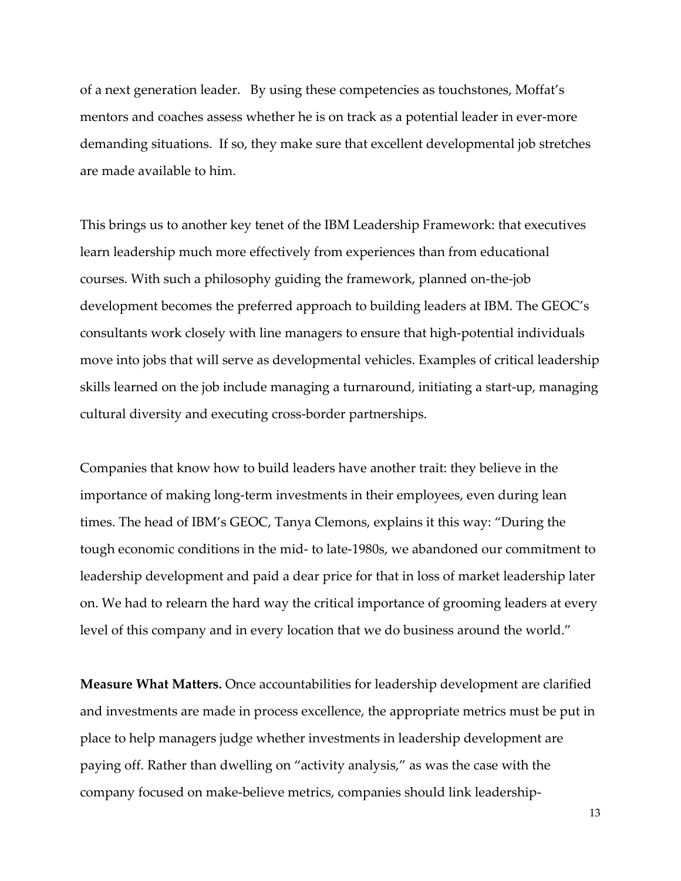of a next generation leader. By using these competencies as touchstones, Moffat's mentors and coaches assess whether he is on track as a potential leader in ever-more demanding situations. If so, they make sure that excellent developmental job stretches are made available to him.

This brings us to another key tenet of the IBM Leadership Framework: that executives learn leadership much more effectively from experiences than from educational courses. With such a philosophy guiding the framework, planned on-the-job development becomes the preferred approach to building leaders at IBM. The GEOC's consultants work closely with line managers to ensure that high-potential individuals move into jobs that will serve as developmental vehicles. Examples of critical leadership skills learned on the job include managing a turnaround, initiating a start-up, managing cultural diversity and executing cross-border partnerships.

Companies that know how to build leaders have another trait: they believe in the importance of making long-term investments in their employees, even during lean times. The head of IBM's GEOC, Tanya Clemons, explains it this way: "During the tough economic conditions in the mid- to late-1980s, we abandoned our commitment to leadership development and paid a dear price for that in loss of market leadership later on. We had to relearn the hard way the critical importance of grooming leaders at every level of this company and in every location that we do business around the world."

**Measure What Matters.** Once accountabilities for leadership development are clarified and investments are made in process excellence, the appropriate metrics must be put in place to help managers judge whether investments in leadership development are paying off. Rather than dwelling on "activity analysis," as was the case with the company focused on make-believe metrics, companies should link leadership-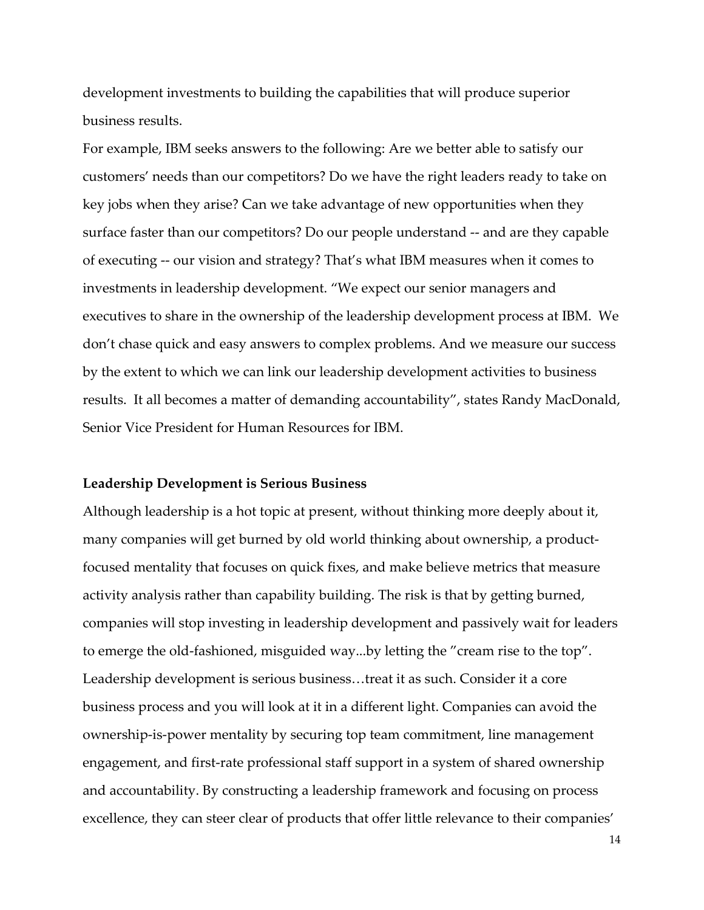development investments to building the capabilities that will produce superior business results.

For example, IBM seeks answers to the following: Are we better able to satisfy our customers' needs than our competitors? Do we have the right leaders ready to take on key jobs when they arise? Can we take advantage of new opportunities when they surface faster than our competitors? Do our people understand -- and are they capable of executing -- our vision and strategy? That's what IBM measures when it comes to investments in leadership development. "We expect our senior managers and executives to share in the ownership of the leadership development process at IBM. We don't chase quick and easy answers to complex problems. And we measure our success by the extent to which we can link our leadership development activities to business results. It all becomes a matter of demanding accountability", states Randy MacDonald, Senior Vice President for Human Resources for IBM.

**Leadership Development is Serious Business**

Although leadership is a hot topic at present, without thinking more deeply about it, many companies will get burned by old world thinking about ownership, a product-focused mentality that focuses on quick fixes, and make believe metrics that measure activity analysis rather than capability building. The risk is that by getting burned, companies will stop investing in leadership development and passively wait for leaders to emerge the old-fashioned, misguided way...by letting the "cream rise to the top". Leadership development is serious business…treat it as such. Consider it a core business process and you will look at it in a different light. Companies can avoid the ownership-is-power mentality by securing top team commitment, line management engagement, and first-rate professional staff support in a system of shared ownership and accountability. By constructing a leadership framework and focusing on process excellence, they can steer clear of products that offer little relevance to their companies'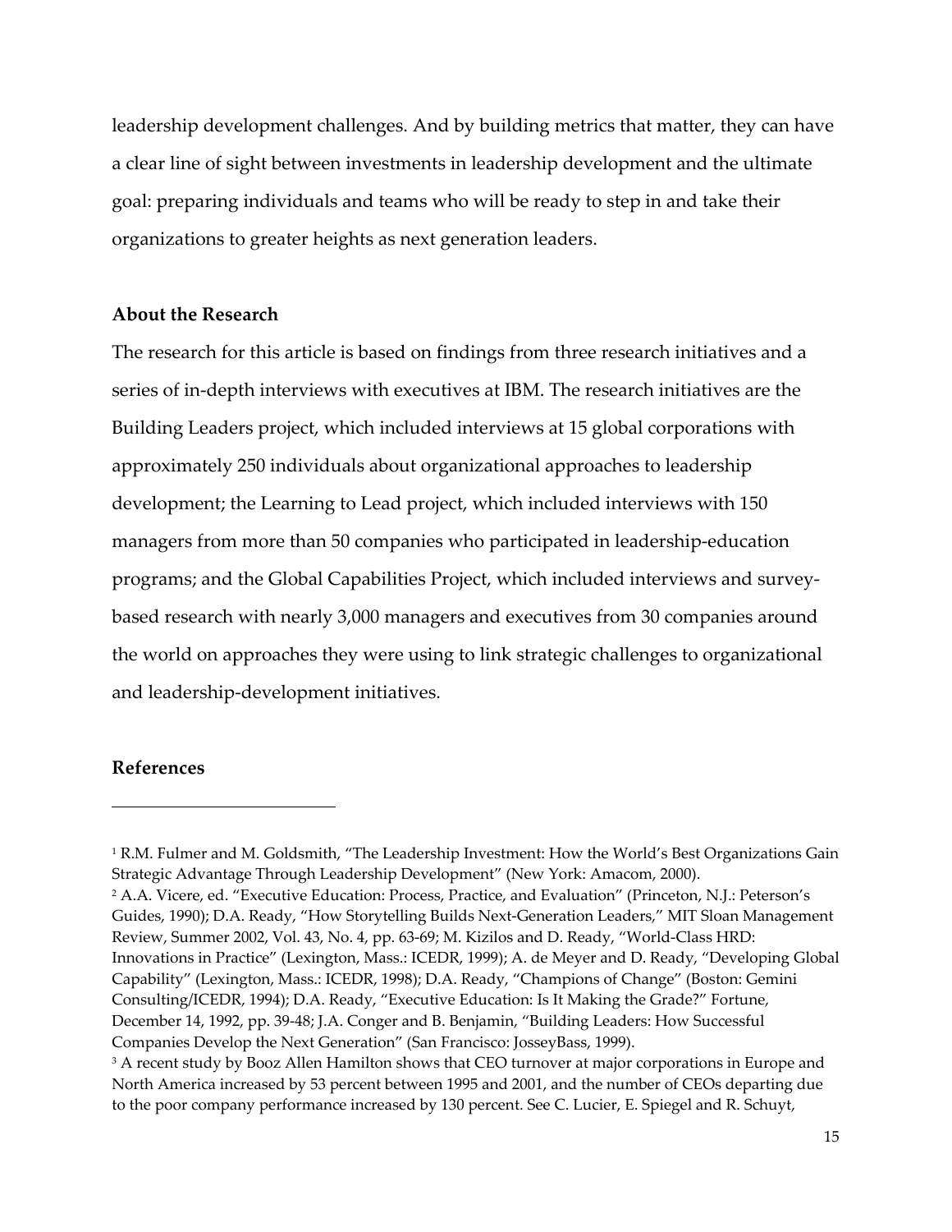leadership development challenges. And by building metrics that matter, they can have a clear line of sight between investments in leadership development and the ultimate goal: preparing individuals and teams who will be ready to step in and take their organizations to greater heights as next generation leaders.

**About the Research**

The research for this article is based on findings from three research initiatives and a series of in-depth interviews with executives at IBM. The research initiatives are the Building Leaders project, which included interviews at 15 global corporations with approximately 250 individuals about organizational approaches to leadership development; the Learning to Lead project, which included interviews with 150 managers from more than 50 companies who participated in leadership-education programs; and the Global Capabilities Project, which included interviews and survey-based research with nearly 3,000 managers and executives from 30 companies around the world on approaches they were using to link strategic challenges to organizational and leadership-development initiatives.

**References**

---

[1] R.M. Fulmer and M. Goldsmith, "The Leadership Investment: How the World's Best Organizations Gain Strategic Advantage Through Leadership Development" (New York: Amacom, 2000).

[2] A.A. Vicere, ed. "Executive Education: Process, Practice, and Evaluation" (Princeton, N.J.: Peterson's Guides, 1990); D.A. Ready, "How Storytelling Builds Next-Generation Leaders," MIT Sloan Management Review, Summer 2002, Vol. 43, No. 4, pp. 63-69; M. Kizilos and D. Ready, "World-Class HRD: Innovations in Practice" (Lexington, Mass.: ICEDR, 1999); A. de Meyer and D. Ready, "Developing Global Capability" (Lexington, Mass.: ICEDR, 1998); D.A. Ready, "Champions of Change" (Boston: Gemini Consulting/ICEDR, 1994); D.A. Ready, "Executive Education: Is It Making the Grade?" Fortune, December 14, 1992, pp. 39-48; J.A. Conger and B. Benjamin, "Building Leaders: How Successful Companies Develop the Next Generation" (San Francisco: JosseyBass, 1999).

[3] A recent study by Booz Allen Hamilton shows that CEO turnover at major corporations in Europe and North America increased by 53 percent between 1995 and 2001, and the number of CEOs departing due to the poor company performance increased by 130 percent. See C. Lucier, E. Spiegel and R. Schuyt,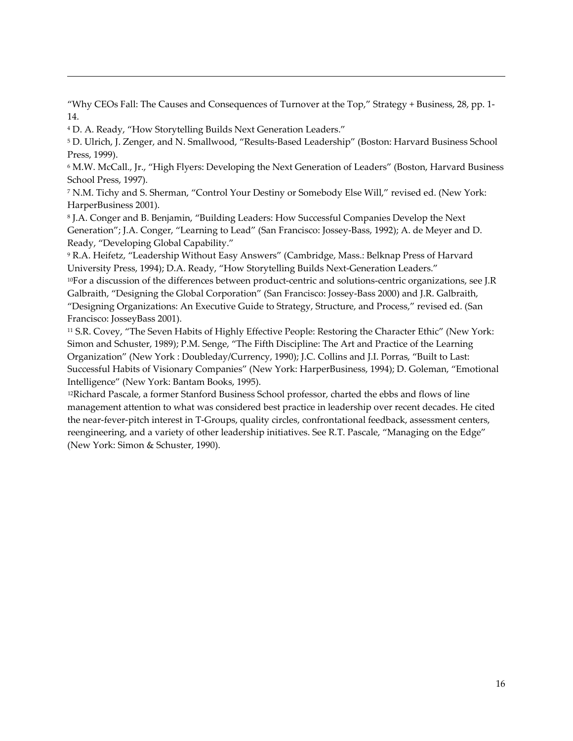---

"Why CEOs Fall: The Causes and Consequences of Turnover at the Top," Strategy + Business, 28, pp. 1-14.

[4] D. A. Ready, "How Storytelling Builds Next Generation Leaders."

[5] D. Ulrich, J. Zenger, and N. Smallwood, "Results-Based Leadership" (Boston: Harvard Business School Press, 1999).

[6] M.W. McCall., Jr., "High Flyers: Developing the Next Generation of Leaders" (Boston, Harvard Business School Press, 1997).

[7] N.M. Tichy and S. Sherman, "Control Your Destiny or Somebody Else Will," revised ed. (New York: HarperBusiness 2001).

[8] J.A. Conger and B. Benjamin, "Building Leaders: How Successful Companies Develop the Next Generation"; J.A. Conger, "Learning to Lead" (San Francisco: Jossey-Bass, 1992); A. de Meyer and D. Ready, "Developing Global Capability."

[9] R.A. Heifetz, "Leadership Without Easy Answers" (Cambridge, Mass.: Belknap Press of Harvard University Press, 1994); D.A. Ready, "How Storytelling Builds Next-Generation Leaders."

[10]For a discussion of the differences between product-centric and solutions-centric organizations, see J.R Galbraith, "Designing the Global Corporation" (San Francisco: Jossey-Bass 2000) and J.R. Galbraith, "Designing Organizations: An Executive Guide to Strategy, Structure, and Process," revised ed. (San Francisco: JosseyBass 2001).

[11] S.R. Covey, "The Seven Habits of Highly Effective People: Restoring the Character Ethic" (New York: Simon and Schuster, 1989); P.M. Senge, "The Fifth Discipline: The Art and Practice of the Learning Organization" (New York : Doubleday/Currency, 1990); J.C. Collins and J.I. Porras, "Built to Last: Successful Habits of Visionary Companies" (New York: HarperBusiness, 1994); D. Goleman, "Emotional Intelligence" (New York: Bantam Books, 1995).

[12]Richard Pascale, a former Stanford Business School professor, charted the ebbs and flows of line management attention to what was considered best practice in leadership over recent decades. He cited the near-fever-pitch interest in T-Groups, quality circles, confrontational feedback, assessment centers, reengineering, and a variety of other leadership initiatives. See R.T. Pascale, "Managing on the Edge" (New York: Simon & Schuster, 1990).